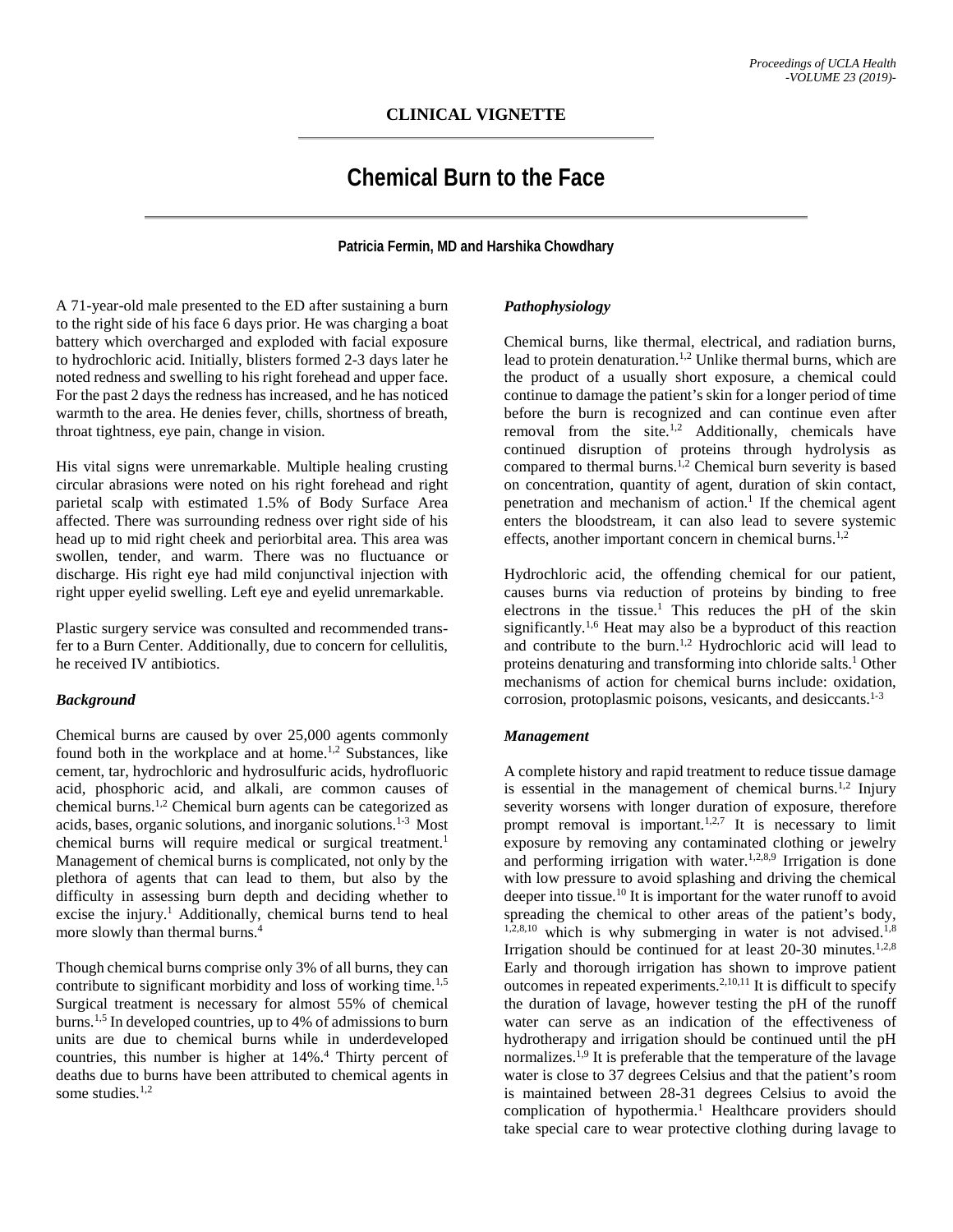**CLINICAL VIGNETTE**

# Chemical Burn to the Face

**Patricia Fermin, MD and Harshika Chowdhary**

A 71-year-old male presented to the ED after sustaining a burn to the right side of his face 6 days prior. He was charging a boat battery which overcharged and exploded with facial exposure to hydrochloric acid. Initially, blisters formed 2-3 days later he noted redness and swelling to his right forehead and upper face. For the past 2 days the redness has increased, and he has noticed warmth to the area. He denies fever, chills, shortness of breath, throat tightness, eye pain, change in vision.

His vital signs were unremarkable. Multiple healing crusting circular abrasions were noted on his right forehead and right parietal scalp with estimated 1.5% of Body Surface Area affected. There was surrounding redness over right side of his head up to mid right cheek and periorbital area. This area was swollen, tender, and warm. There was no fluctuance or discharge. His right eye had mild conjunctival injection with right upper eyelid swelling. Left eye and eyelid unremarkable.

Plastic surgery service was consulted and recommended transfer to a Burn Center. Additionally, due to concern for cellulitis, he received IV antibiotics.

### *Background*

Chemical burns are caused by over 25,000 agents commonly found both in the workplace and at home.[1,2] Substances, like cement, tar, hydrochloric and hydrosulfuric acids, hydrofluoric acid, phosphoric acid, and alkali, are common causes of chemical burns.[1,2] Chemical burn agents can be categorized as acids, bases, organic solutions, and inorganic solutions.[1-3] Most chemical burns will require medical or surgical treatment.[1] Management of chemical burns is complicated, not only by the plethora of agents that can lead to them, but also by the difficulty in assessing burn depth and deciding whether to excise the injury.[1] Additionally, chemical burns tend to heal more slowly than thermal burns.[4]

Though chemical burns comprise only 3% of all burns, they can contribute to significant morbidity and loss of working time.[1,5] Surgical treatment is necessary for almost 55% of chemical burns.[1,5] In developed countries, up to 4% of admissions to burn units are due to chemical burns while in underdeveloped countries, this number is higher at 14%.[4] Thirty percent of deaths due to burns have been attributed to chemical agents in some studies.[1,2]

### *Pathophysiology*

Chemical burns, like thermal, electrical, and radiation burns, lead to protein denaturation.[1,2] Unlike thermal burns, which are the product of a usually short exposure, a chemical could continue to damage the patient's skin for a longer period of time before the burn is recognized and can continue even after removal from the site.[1,2] Additionally, chemicals have continued disruption of proteins through hydrolysis as compared to thermal burns.[1,2] Chemical burn severity is based on concentration, quantity of agent, duration of skin contact, penetration and mechanism of action.[1] If the chemical agent enters the bloodstream, it can also lead to severe systemic effects, another important concern in chemical burns.[1,2]

Hydrochloric acid, the offending chemical for our patient, causes burns via reduction of proteins by binding to free electrons in the tissue.[1] This reduces the pH of the skin significantly.[1,6] Heat may also be a byproduct of this reaction and contribute to the burn.[1,2] Hydrochloric acid will lead to proteins denaturing and transforming into chloride salts.[1] Other mechanisms of action for chemical burns include: oxidation, corrosion, protoplasmic poisons, vesicants, and desiccants.[1-3]

### *Management*

A complete history and rapid treatment to reduce tissue damage is essential in the management of chemical burns.[1,2] Injury severity worsens with longer duration of exposure, therefore prompt removal is important.[1,2,7] It is necessary to limit exposure by removing any contaminated clothing or jewelry and performing irrigation with water.[1,2,8,9] Irrigation is done with low pressure to avoid splashing and driving the chemical deeper into tissue.[10] It is important for the water runoff to avoid spreading the chemical to other areas of the patient's body,[1,2,8,10] which is why submerging in water is not advised.[1,8] Irrigation should be continued for at least 20-30 minutes.[1,2,8] Early and thorough irrigation has shown to improve patient outcomes in repeated experiments.[2,10,11] It is difficult to specify the duration of lavage, however testing the pH of the runoff water can serve as an indication of the effectiveness of hydrotherapy and irrigation should be continued until the pH normalizes.[1,9] It is preferable that the temperature of the lavage water is close to 37 degrees Celsius and that the patient's room is maintained between 28-31 degrees Celsius to avoid the complication of hypothermia.[1] Healthcare providers should take special care to wear protective clothing during lavage to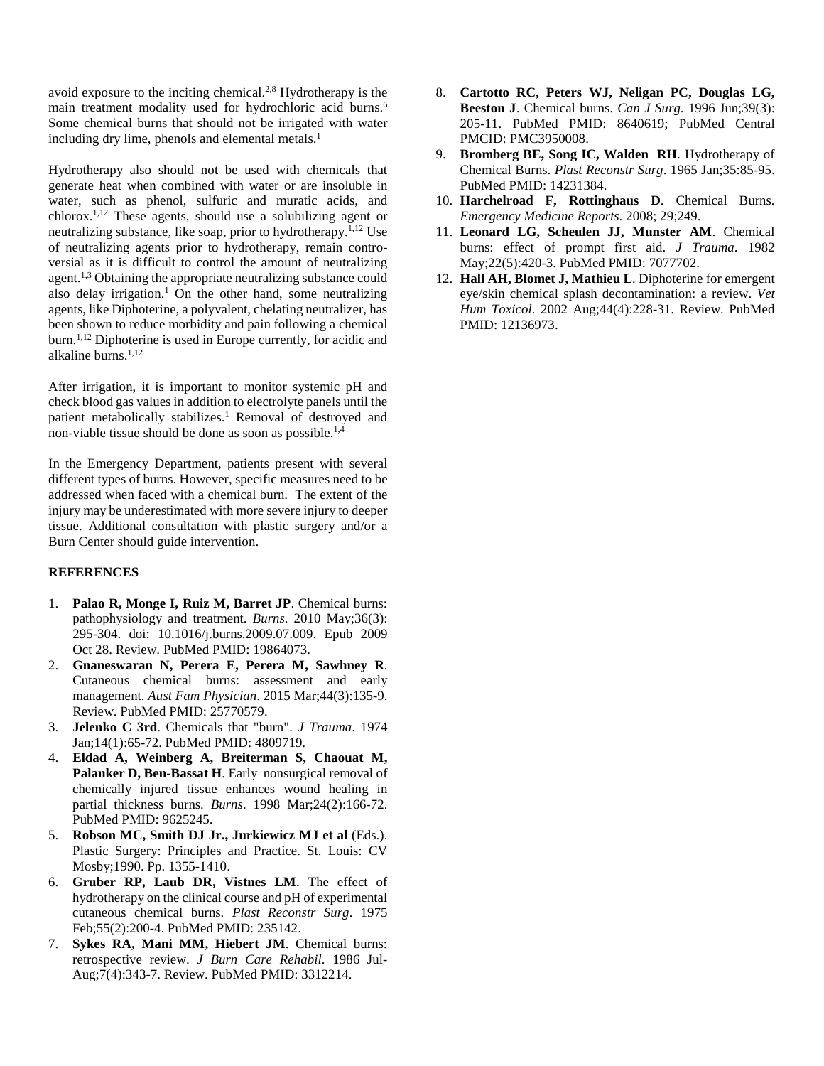avoid exposure to the inciting chemical.[2,8] Hydrotherapy is the main treatment modality used for hydrochloric acid burns.[6] Some chemical burns that should not be irrigated with water including dry lime, phenols and elemental metals.[1]

Hydrotherapy also should not be used with chemicals that generate heat when combined with water or are insoluble in water, such as phenol, sulfuric and muratic acids, and chlorox.[1,12] These agents, should use a solubilizing agent or neutralizing substance, like soap, prior to hydrotherapy.[1,12] Use of neutralizing agents prior to hydrotherapy, remain controversial as it is difficult to control the amount of neutralizing agent.[1,3] Obtaining the appropriate neutralizing substance could also delay irrigation.[1] On the other hand, some neutralizing agents, like Diphoterine, a polyvalent, chelating neutralizer, has been shown to reduce morbidity and pain following a chemical burn.[1,12] Diphoterine is used in Europe currently, for acidic and alkaline burns.[1,12]

After irrigation, it is important to monitor systemic pH and check blood gas values in addition to electrolyte panels until the patient metabolically stabilizes.[1] Removal of destroyed and non-viable tissue should be done as soon as possible.[1,4]

In the Emergency Department, patients present with several different types of burns. However, specific measures need to be addressed when faced with a chemical burn. The extent of the injury may be underestimated with more severe injury to deeper tissue. Additional consultation with plastic surgery and/or a Burn Center should guide intervention.

## REFERENCES

1. **Palao R, Monge I, Ruiz M, Barret JP**. Chemical burns: pathophysiology and treatment. *Burns*. 2010 May;36(3): 295-304. doi: 10.1016/j.burns.2009.07.009. Epub 2009 Oct 28. Review. PubMed PMID: 19864073.
2. **Gnaneswaran N, Perera E, Perera M, Sawhney R**. Cutaneous chemical burns: assessment and early management. *Aust Fam Physician*. 2015 Mar;44(3):135-9. Review. PubMed PMID: 25770579.
3. **Jelenko C 3rd**. Chemicals that "burn". *J Trauma*. 1974 Jan;14(1):65-72. PubMed PMID: 4809719.
4. **Eldad A, Weinberg A, Breiterman S, Chaouat M, Palanker D, Ben-Bassat H**. Early nonsurgical removal of chemically injured tissue enhances wound healing in partial thickness burns. *Burns*. 1998 Mar;24(2):166-72. PubMed PMID: 9625245.
5. **Robson MC, Smith DJ Jr., Jurkiewicz MJ et al** (Eds.). Plastic Surgery: Principles and Practice. St. Louis: CV Mosby;1990. Pp. 1355-1410.
6. **Gruber RP, Laub DR, Vistnes LM**. The effect of hydrotherapy on the clinical course and pH of experimental cutaneous chemical burns. *Plast Reconstr Surg*. 1975 Feb;55(2):200-4. PubMed PMID: 235142.
7. **Sykes RA, Mani MM, Hiebert JM**. Chemical burns: retrospective review. *J Burn Care Rehabil*. 1986 Jul-Aug;7(4):343-7. Review. PubMed PMID: 3312214.
8. **Cartotto RC, Peters WJ, Neligan PC, Douglas LG, Beeston J**. Chemical burns. *Can J Surg*. 1996 Jun;39(3): 205-11. PubMed PMID: 8640619; PubMed Central PMCID: PMC3950008.
9. **Bromberg BE, Song IC, Walden RH**. Hydrotherapy of Chemical Burns. *Plast Reconstr Surg*. 1965 Jan;35:85-95. PubMed PMID: 14231384.
10. **Harchelroad F, Rottinghaus D**. Chemical Burns. *Emergency Medicine Reports*. 2008; 29;249.
11. **Leonard LG, Scheulen JJ, Munster AM**. Chemical burns: effect of prompt first aid. *J Trauma*. 1982 May;22(5):420-3. PubMed PMID: 7077702.
12. **Hall AH, Blomet J, Mathieu L**. Diphoterine for emergent eye/skin chemical splash decontamination: a review. *Vet Hum Toxicol*. 2002 Aug;44(4):228-31. Review. PubMed PMID: 12136973.